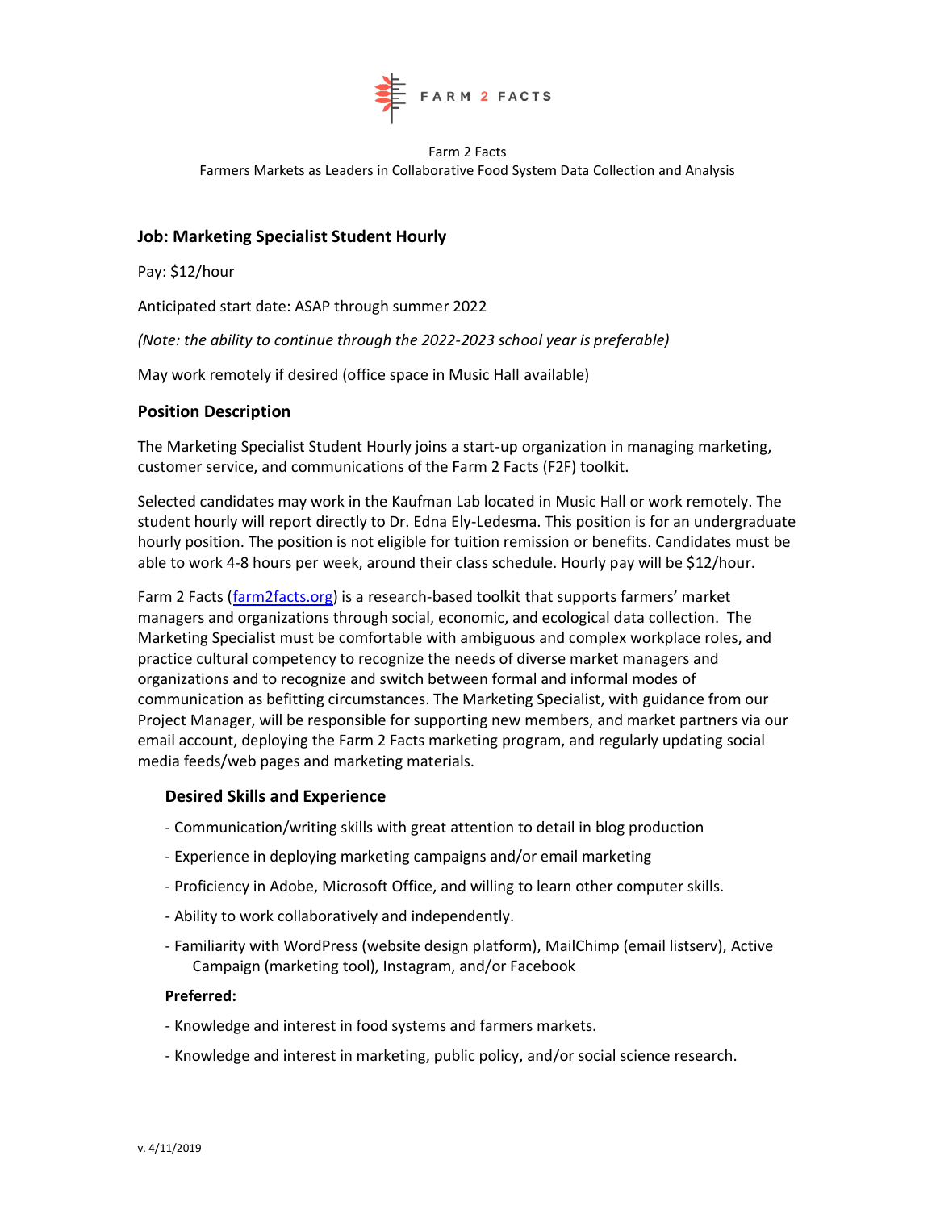FARM 2 FACTS

Farm 2 Facts
Farmers Markets as Leaders in Collaborative Food System Data Collection and Analysis

## Job: Marketing Specialist Student Hourly

Pay: $12/hour

Anticipated start date: ASAP through summer 2022

*(Note: the ability to continue through the 2022-2023 school year is preferable)*

May work remotely if desired (office space in Music Hall available)

## Position Description

The Marketing Specialist Student Hourly joins a start-up organization in managing marketing, customer service, and communications of the Farm 2 Facts (F2F) toolkit.

Selected candidates may work in the Kaufman Lab located in Music Hall or work remotely. The student hourly will report directly to Dr. Edna Ely-Ledesma. This position is for an undergraduate hourly position. The position is not eligible for tuition remission or benefits. Candidates must be able to work 4-8 hours per week, around their class schedule. Hourly pay will be $12/hour.

Farm 2 Facts (farm2facts.org) is a research-based toolkit that supports farmers' market managers and organizations through social, economic, and ecological data collection. The Marketing Specialist must be comfortable with ambiguous and complex workplace roles, and practice cultural competency to recognize the needs of diverse market managers and organizations and to recognize and switch between formal and informal modes of communication as befitting circumstances. The Marketing Specialist, with guidance from our Project Manager, will be responsible for supporting new members, and market partners via our email account, deploying the Farm 2 Facts marketing program, and regularly updating social media feeds/web pages and marketing materials.

### Desired Skills and Experience

- Communication/writing skills with great attention to detail in blog production
- Experience in deploying marketing campaigns and/or email marketing
- Proficiency in Adobe, Microsoft Office, and willing to learn other computer skills.
- Ability to work collaboratively and independently.
- Familiarity with WordPress (website design platform), MailChimp (email listserv), Active Campaign (marketing tool), Instagram, and/or Facebook

**Preferred:**

- Knowledge and interest in food systems and farmers markets.
- Knowledge and interest in marketing, public policy, and/or social science research.

v. 4/11/2019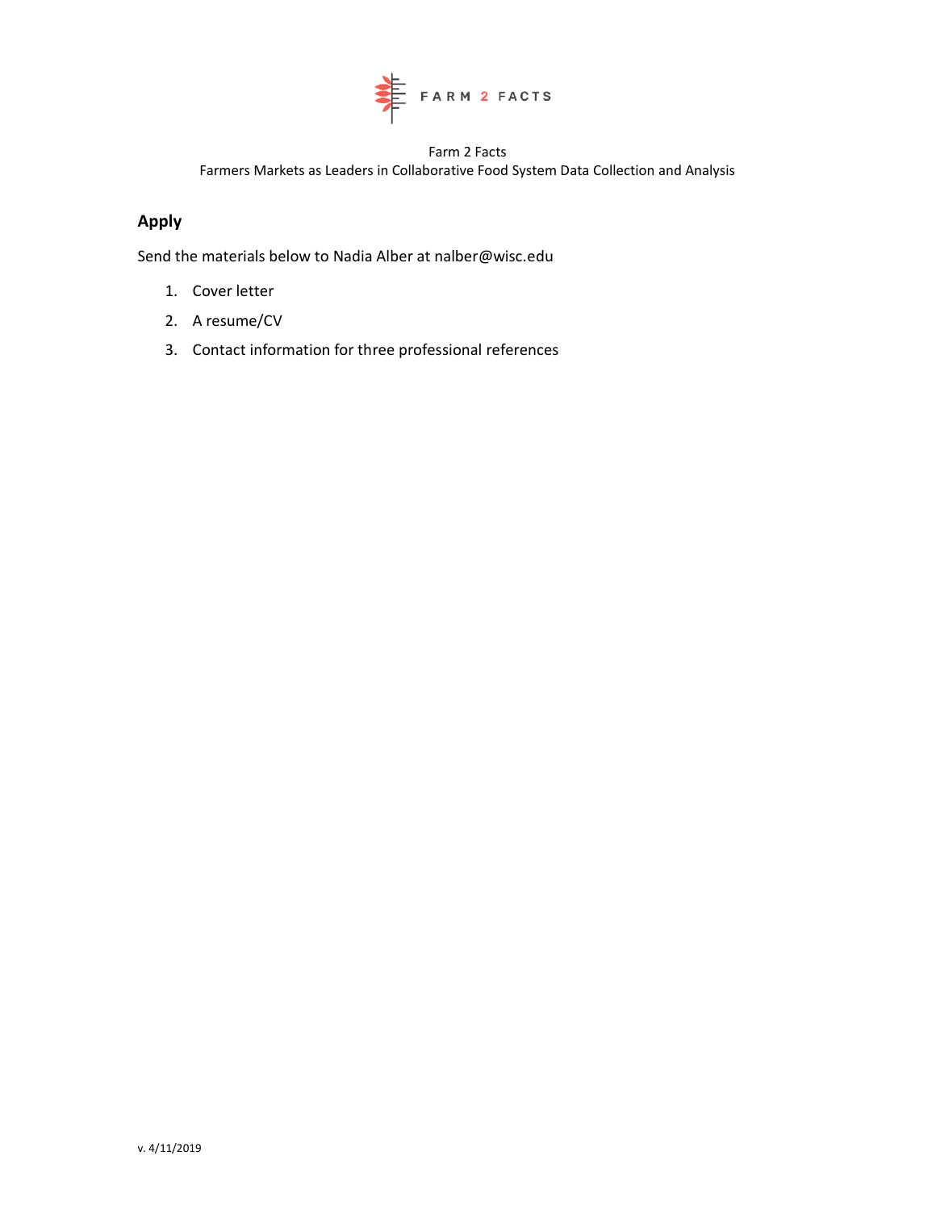FARM 2 FACTS

Farm 2 Facts
Farmers Markets as Leaders in Collaborative Food System Data Collection and Analysis

## Apply

Send the materials below to Nadia Alber at nalber@wisc.edu

1. Cover letter
2. A resume/CV
3. Contact information for three professional references

v. 4/11/2019